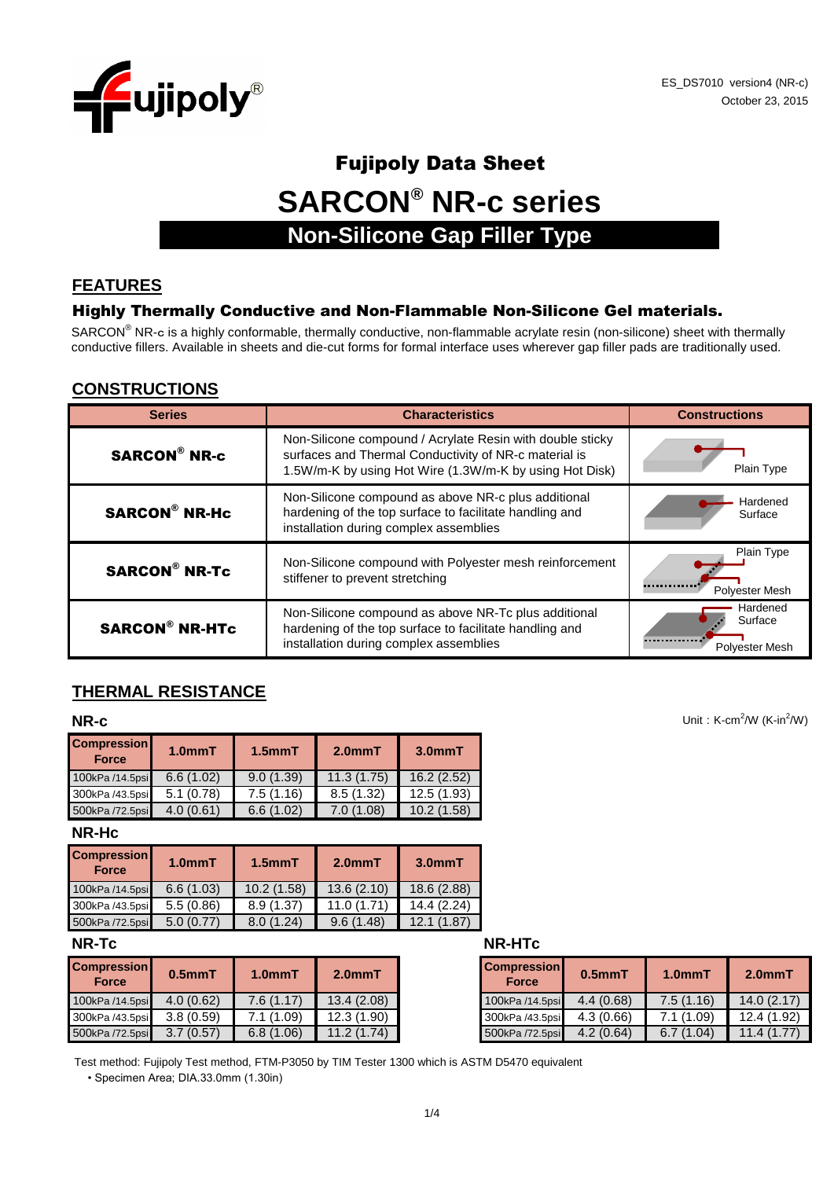ES_DS7010 version4 (NR-c)
October 23, 2015

# Fujipoly Data Sheet

# SARCON® NR-c series

## Non-Silicone Gap Filler Type

## FEATURES

### Highly Thermally Conductive and Non-Flammable Non-Silicone Gel materials.

SARCON® NR-c is a highly conformable, thermally conductive, non-flammable acrylate resin (non-silicone) sheet with thermally conductive fillers. Available in sheets and die-cut forms for formal interface uses wherever gap filler pads are traditionally used.

## CONSTRUCTIONS

| Series | Characteristics | Constructions |
|---|---|---|
| **SARCON® NR-c** | Non-Silicone compound / Acrylate Resin with double sticky surfaces and Thermal Conductivity of NR-c material is 1.5W/m-K by using Hot Wire (1.3W/m-K by using Hot Disk) | Plain Type |
| **SARCON® NR-Hc** | Non-Silicone compound as above NR-c plus additional hardening of the top surface to facilitate handling and installation during complex assemblies | Hardened Surface |
| **SARCON® NR-Tc** | Non-Silicone compound with Polyester mesh reinforcement stiffener to prevent stretching | Plain Type, Polyester Mesh |
| **SARCON® NR-HTc** | Non-Silicone compound as above NR-Tc plus additional hardening of the top surface to facilitate handling and installation during complex assemblies | Hardened Surface, Polyester Mesh |

## THERMAL RESISTANCE

Unit : K-cm²/W (K-in²/W)

### NR-c

| Compression Force | 1.0mmT | 1.5mmT | 2.0mmT | 3.0mmT |
|---|---|---|---|---|
| 100kPa /14.5psi | 6.6 (1.02) | 9.0 (1.39) | 11.3 (1.75) | 16.2 (2.52) |
| 300kPa /43.5psi | 5.1 (0.78) | 7.5 (1.16) | 8.5 (1.32) | 12.5 (1.93) |
| 500kPa /72.5psi | 4.0 (0.61) | 6.6 (1.02) | 7.0 (1.08) | 10.2 (1.58) |

### NR-Hc

| Compression Force | 1.0mmT | 1.5mmT | 2.0mmT | 3.0mmT |
|---|---|---|---|---|
| 100kPa /14.5psi | 6.6 (1.03) | 10.2 (1.58) | 13.6 (2.10) | 18.6 (2.88) |
| 300kPa /43.5psi | 5.5 (0.86) | 8.9 (1.37) | 11.0 (1.71) | 14.4 (2.24) |
| 500kPa /72.5psi | 5.0 (0.77) | 8.0 (1.24) | 9.6 (1.48) | 12.1 (1.87) |

### NR-Tc

| Compression Force | 0.5mmT | 1.0mmT | 2.0mmT |
|---|---|---|---|
| 100kPa /14.5psi | 4.0 (0.62) | 7.6 (1.17) | 13.4 (2.08) |
| 300kPa /43.5psi | 3.8 (0.59) | 7.1 (1.09) | 12.3 (1.90) |
| 500kPa /72.5psi | 3.7 (0.57) | 6.8 (1.06) | 11.2 (1.74) |

### NR-HTc

| Compression Force | 0.5mmT | 1.0mmT | 2.0mmT |
|---|---|---|---|
| 100kPa /14.5psi | 4.4 (0.68) | 7.5 (1.16) | 14.0 (2.17) |
| 300kPa /43.5psi | 4.3 (0.66) | 7.1 (1.09) | 12.4 (1.92) |
| 500kPa /72.5psi | 4.2 (0.64) | 6.7 (1.04) | 11.4 (1.77) |

Test method: Fujipoly Test method, FTM-P3050 by TIM Tester 1300 which is ASTM D5470 equivalent

- Specimen Area; DIA.33.0mm (1.30in)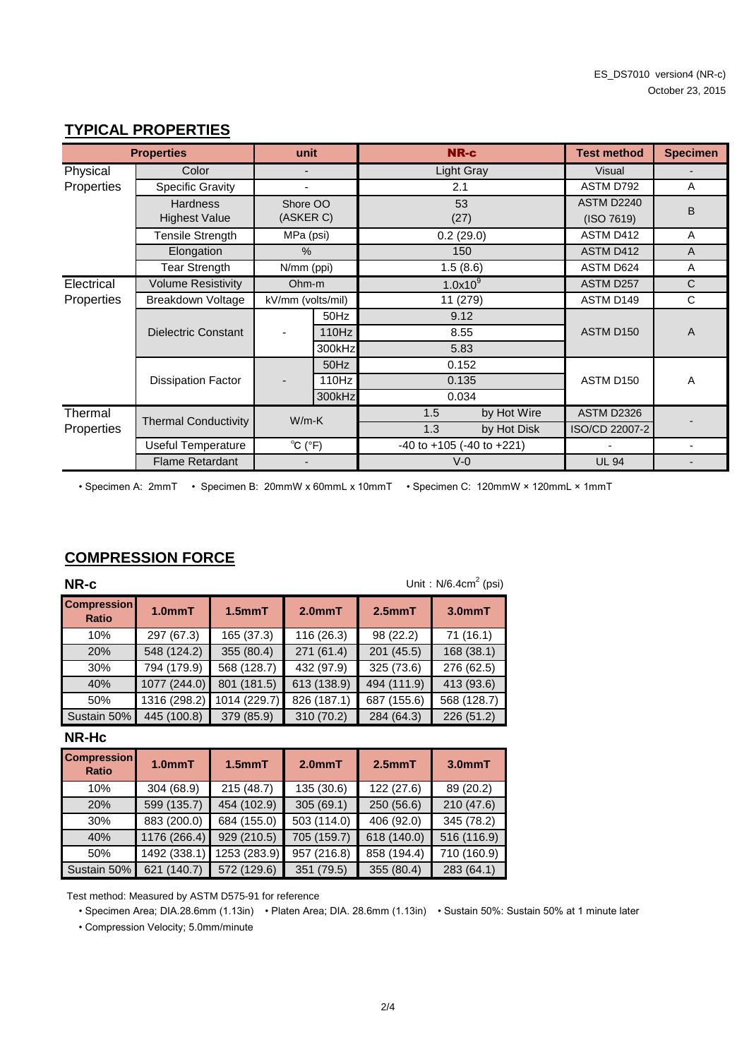ES_DS7010 version4 (NR-c)
October 23, 2015

## TYPICAL PROPERTIES

| Properties | | unit | | NR-c | | Test method | Specimen |
|---|---|---|---|---|---|---|---|
| Physical Properties | Color | - | | Light Gray | | Visual | - |
| | Specific Gravity | - | | 2.1 | | ASTM D792 | A |
| | Hardness Highest Value | Shore OO (ASKER C) | | 53 (27) | | ASTM D2240 (ISO 7619) | B |
| | Tensile Strength | MPa (psi) | | 0.2 (29.0) | | ASTM D412 | A |
| | Elongation | % | | 150 | | ASTM D412 | A |
| | Tear Strength | N/mm (ppi) | | 1.5 (8.6) | | ASTM D624 | A |
| Electrical Properties | Volume Resistivity | Ohm-m | | $1.0x10^9$ | | ASTM D257 | C |
| | Breakdown Voltage | kV/mm (volts/mil) | | 11 (279) | | ASTM D149 | C |
| | Dielectric Constant | - | 50Hz | 9.12 | | ASTM D150 | A |
| | | | 110Hz | 8.55 | | | |
| | | | 300kHz | 5.83 | | | |
| | Dissipation Factor | - | 50Hz | 0.152 | | ASTM D150 | A |
| | | | 110Hz | 0.135 | | | |
| | | | 300kHz | 0.034 | | | |
| Thermal Properties | Thermal Conductivity | W/m-K | | 1.5 | by Hot Wire | ASTM D2326 | - |
| | | | | 1.3 | by Hot Disk | ISO/CD 22007-2 | |
| | Useful Temperature | ℃ (°F) | | -40 to +105 (-40 to +221) | | - | - |
| | Flame Retardant | - | | V-0 | | UL 94 | - |

• Specimen A: 2mmT • Specimen B: 20mmW x 60mmL x 10mmT • Specimen C: 120mmW × 120mmL × 1mmT

## COMPRESSION FORCE

### NR-c

Unit : $N/6.4cm^2$ (psi)

| Compression Ratio | 1.0mmT | 1.5mmT | 2.0mmT | 2.5mmT | 3.0mmT |
|---|---|---|---|---|---|
| 10% | 297 (67.3) | 165 (37.3) | 116 (26.3) | 98 (22.2) | 71 (16.1) |
| 20% | 548 (124.2) | 355 (80.4) | 271 (61.4) | 201 (45.5) | 168 (38.1) |
| 30% | 794 (179.9) | 568 (128.7) | 432 (97.9) | 325 (73.6) | 276 (62.5) |
| 40% | 1077 (244.0) | 801 (181.5) | 613 (138.9) | 494 (111.9) | 413 (93.6) |
| 50% | 1316 (298.2) | 1014 (229.7) | 826 (187.1) | 687 (155.6) | 568 (128.7) |
| Sustain 50% | 445 (100.8) | 379 (85.9) | 310 (70.2) | 284 (64.3) | 226 (51.2) |

### NR-Hc

| Compression Ratio | 1.0mmT | 1.5mmT | 2.0mmT | 2.5mmT | 3.0mmT |
|---|---|---|---|---|---|
| 10% | 304 (68.9) | 215 (48.7) | 135 (30.6) | 122 (27.6) | 89 (20.2) |
| 20% | 599 (135.7) | 454 (102.9) | 305 (69.1) | 250 (56.6) | 210 (47.6) |
| 30% | 883 (200.0) | 684 (155.0) | 503 (114.0) | 406 (92.0) | 345 (78.2) |
| 40% | 1176 (266.4) | 929 (210.5) | 705 (159.7) | 618 (140.0) | 516 (116.9) |
| 50% | 1492 (338.1) | 1253 (283.9) | 957 (216.8) | 858 (194.4) | 710 (160.9) |
| Sustain 50% | 621 (140.7) | 572 (129.6) | 351 (79.5) | 355 (80.4) | 283 (64.1) |

Test method: Measured by ASTM D575-91 for reference

• Specimen Area; DIA.28.6mm (1.13in) • Platen Area; DIA. 28.6mm (1.13in) • Sustain 50%: Sustain 50% at 1 minute later

• Compression Velocity; 5.0mm/minute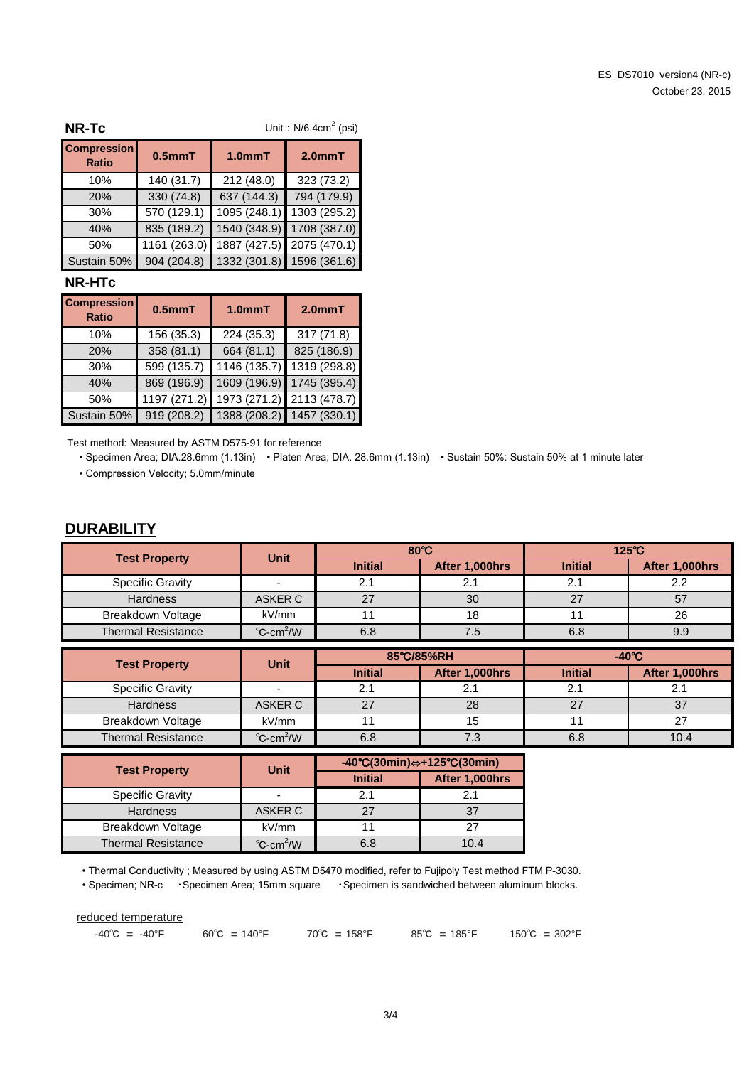### NR-Tc

Unit : N/6.4cm$^2$ (psi)

| Compression Ratio | 0.5mmT | 1.0mmT | 2.0mmT |
|---|---|---|---|
| 10% | 140 (31.7) | 212 (48.0) | 323 (73.2) |
| 20% | 330 (74.8) | 637 (144.3) | 794 (179.9) |
| 30% | 570 (129.1) | 1095 (248.1) | 1303 (295.2) |
| 40% | 835 (189.2) | 1540 (348.9) | 1708 (387.0) |
| 50% | 1161 (263.0) | 1887 (427.5) | 2075 (470.1) |
| Sustain 50% | 904 (204.8) | 1332 (301.8) | 1596 (361.6) |

### NR-HTc

| Compression Ratio | 0.5mmT | 1.0mmT | 2.0mmT |
|---|---|---|---|
| 10% | 156 (35.3) | 224 (35.3) | 317 (71.8) |
| 20% | 358 (81.1) | 664 (81.1) | 825 (186.9) |
| 30% | 599 (135.7) | 1146 (135.7) | 1319 (298.8) |
| 40% | 869 (196.9) | 1609 (196.9) | 1745 (395.4) |
| 50% | 1197 (271.2) | 1973 (271.2) | 2113 (478.7) |
| Sustain 50% | 919 (208.2) | 1388 (208.2) | 1457 (330.1) |

Test method: Measured by ASTM D575-91 for reference

- Specimen Area; DIA.28.6mm (1.13in) • Platen Area; DIA. 28.6mm (1.13in) • Sustain 50%: Sustain 50% at 1 minute later
- Compression Velocity; 5.0mm/minute

## DURABILITY

| Test Property | Unit | 80℃ | | 125℃ | |
|---|---|---|---|---|---|
| | | Initial | After 1,000hrs | Initial | After 1,000hrs |
| Specific Gravity | - | 2.1 | 2.1 | 2.1 | 2.2 |
| Hardness | ASKER C | 27 | 30 | 27 | 57 |
| Breakdown Voltage | kV/mm | 11 | 18 | 11 | 26 |
| Thermal Resistance | ℃-cm$^2$/W | 6.8 | 7.5 | 6.8 | 9.9 |

| Test Property | Unit | 85℃/85%RH | | -40℃ | |
|---|---|---|---|---|---|
| | | Initial | After 1,000hrs | Initial | After 1,000hrs |
| Specific Gravity | - | 2.1 | 2.1 | 2.1 | 2.1 |
| Hardness | ASKER C | 27 | 28 | 27 | 37 |
| Breakdown Voltage | kV/mm | 11 | 15 | 11 | 27 |
| Thermal Resistance | ℃-cm$^2$/W | 6.8 | 7.3 | 6.8 | 10.4 |

| Test Property | Unit | -40℃(30min)⇔+125℃(30min) | |
|---|---|---|---|
| | | Initial | After 1,000hrs |
| Specific Gravity | - | 2.1 | 2.1 |
| Hardness | ASKER C | 27 | 37 |
| Breakdown Voltage | kV/mm | 11 | 27 |
| Thermal Resistance | ℃-cm$^2$/W | 6.8 | 10.4 |

- Thermal Conductivity ; Measured by using ASTM D5470 modified, refer to Fujipoly Test method FTM P-3030.
- Specimen; NR-c • Specimen Area; 15mm square • Specimen is sandwiched between aluminum blocks.

reduced temperature

-40℃ = -40°F    60℃ = 140°F    70℃ = 158°F    85℃ = 185°F    150℃ = 302°F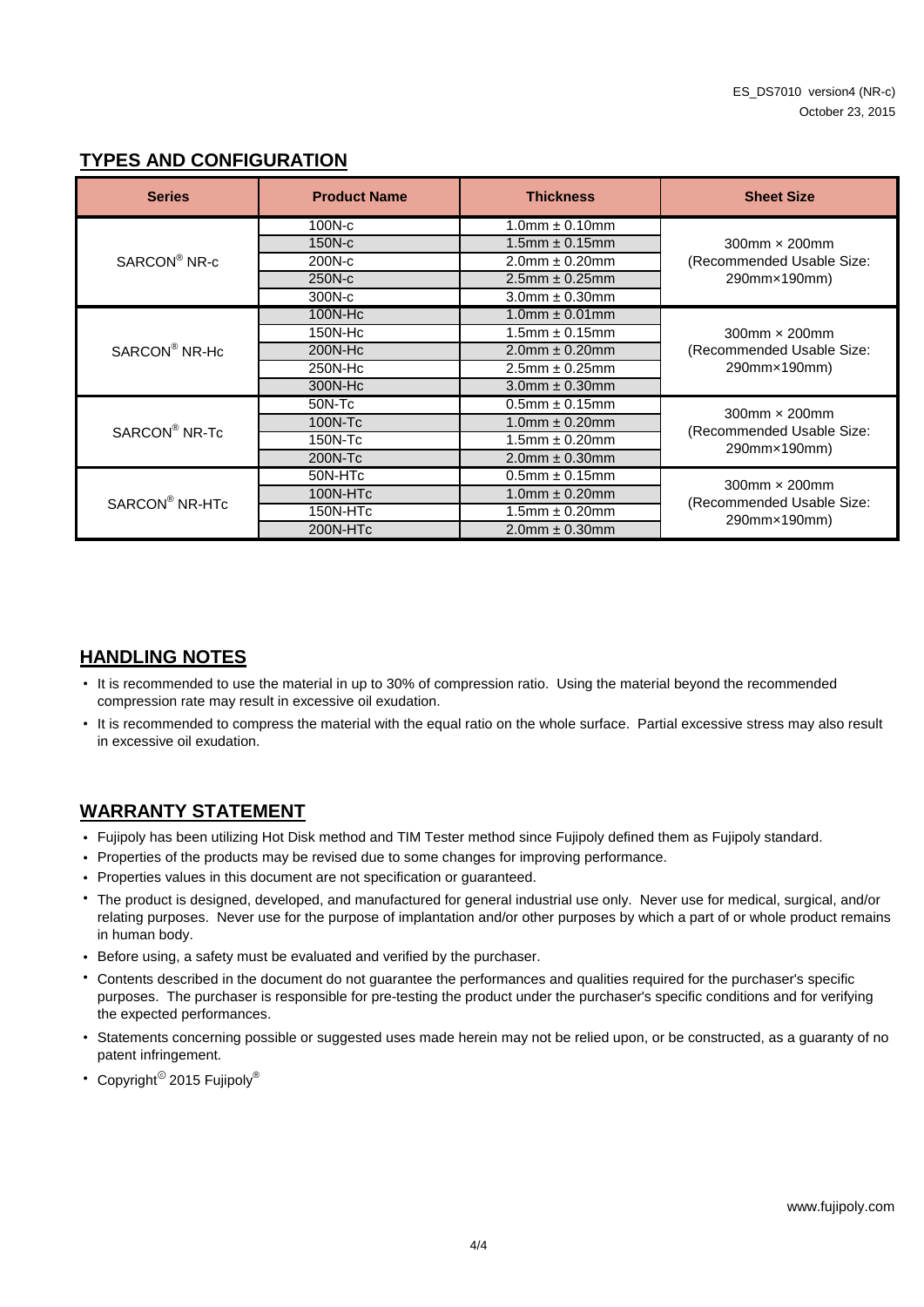## TYPES AND CONFIGURATION

| Series | Product Name | Thickness | Sheet Size |
|---|---|---|---|
| SARCON® NR-c | 100N-c | 1.0mm ± 0.10mm | 300mm × 200mm (Recommended Usable Size: 290mm×190mm) |
| | 150N-c | 1.5mm ± 0.15mm | |
| | 200N-c | 2.0mm ± 0.20mm | |
| | 250N-c | 2.5mm ± 0.25mm | |
| | 300N-c | 3.0mm ± 0.30mm | |
| SARCON® NR-Hc | 100N-Hc | 1.0mm ± 0.01mm | 300mm × 200mm (Recommended Usable Size: 290mm×190mm) |
| | 150N-Hc | 1.5mm ± 0.15mm | |
| | 200N-Hc | 2.0mm ± 0.20mm | |
| | 250N-Hc | 2.5mm ± 0.25mm | |
| | 300N-Hc | 3.0mm ± 0.30mm | |
| SARCON® NR-Tc | 50N-Tc | 0.5mm ± 0.15mm | 300mm × 200mm (Recommended Usable Size: 290mm×190mm) |
| | 100N-Tc | 1.0mm ± 0.20mm | |
| | 150N-Tc | 1.5mm ± 0.20mm | |
| | 200N-Tc | 2.0mm ± 0.30mm | |
| SARCON® NR-HTc | 50N-HTc | 0.5mm ± 0.15mm | 300mm × 200mm (Recommended Usable Size: 290mm×190mm) |
| | 100N-HTc | 1.0mm ± 0.20mm | |
| | 150N-HTc | 1.5mm ± 0.20mm | |
| | 200N-HTc | 2.0mm ± 0.30mm | |

## HANDLING NOTES

- It is recommended to use the material in up to 30% of compression ratio. Using the material beyond the recommended compression rate may result in excessive oil exudation.
- It is recommended to compress the material with the equal ratio on the whole surface. Partial excessive stress may also result in excessive oil exudation.

## WARRANTY STATEMENT

- Fujipoly has been utilizing Hot Disk method and TIM Tester method since Fujipoly defined them as Fujipoly standard.
- Properties of the products may be revised due to some changes for improving performance.
- Properties values in this document are not specification or guaranteed.
- The product is designed, developed, and manufactured for general industrial use only. Never use for medical, surgical, and/or relating purposes. Never use for the purpose of implantation and/or other purposes by which a part of or whole product remains in human body.
- Before using, a safety must be evaluated and verified by the purchaser.
- Contents described in the document do not guarantee the performances and qualities required for the purchaser's specific purposes. The purchaser is responsible for pre-testing the product under the purchaser's specific conditions and for verifying the expected performances.
- Statements concerning possible or suggested uses made herein may not be relied upon, or be constructed, as a guaranty of no patent infringement.
- Copyright© 2015 Fujipoly®